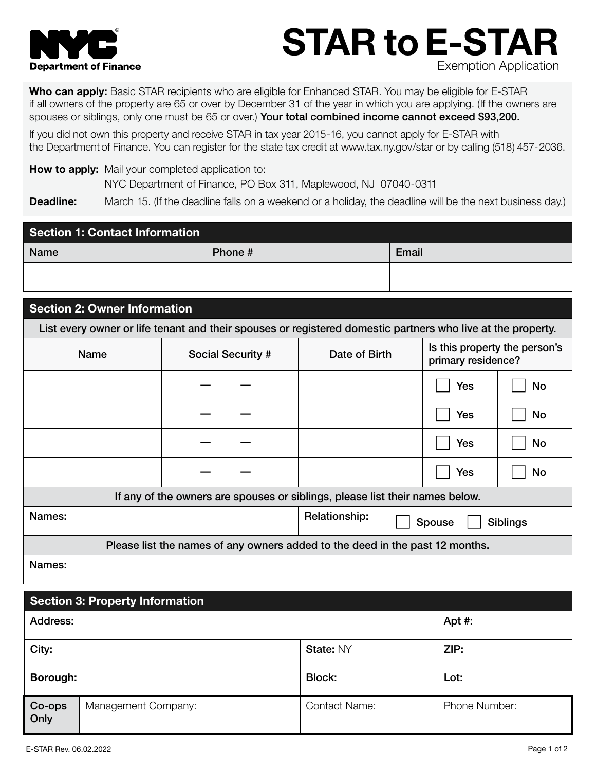NYC Department of Finance

# STAR to E-STAR

Exemption Application

**Who can apply:** Basic STAR recipients who are eligible for Enhanced STAR. You may be eligible for E-STAR if all owners of the property are 65 or over by December 31 of the year in which you are applying. (If the owners are spouses or siblings, only one must be 65 or over.) **Your total combined income cannot exceed $93,200.**

If you did not own this property and receive STAR in tax year 2015-16, you cannot apply for E-STAR with the Department of Finance. You can register for the state tax credit at www.tax.ny.gov/star or by calling (518) 457-2036.

**How to apply:** Mail your completed application to:
NYC Department of Finance, PO Box 311, Maplewood, NJ 07040-0311

**Deadline:** March 15. (If the deadline falls on a weekend or a holiday, the deadline will be the next business day.)

## Section 1: Contact Information

| Name | Phone # | Email |
|---|---|---|
| | | |

## Section 2: Owner Information

List every owner or life tenant and their spouses or registered domestic partners who live at the property.

| Name | Social Security # | Date of Birth | Is this property the person's primary residence? | |
|---|---|---|---|---|
| | — — | | ☐ Yes | ☐ No |
| | — — | | ☐ Yes | ☐ No |
| | — — | | ☐ Yes | ☐ No |
| | — — | | ☐ Yes | ☐ No |

If any of the owners are spouses or siblings, please list their names below.

| Names: | Relationship: ☐ Spouse ☐ Siblings |
|---|---|

Please list the names of any owners added to the deed in the past 12 months.

Names:

## Section 3: Property Information

| | | |
|---|---|---|
| Address: | | Apt #: |
| City: | State: NY | ZIP: |
| Borough: | Block: | Lot: |

| Co-ops Only | Management Company: | Contact Name: | Phone Number: |
|---|---|---|---|
| | | | |

E-STAR Rev. 06.02.2022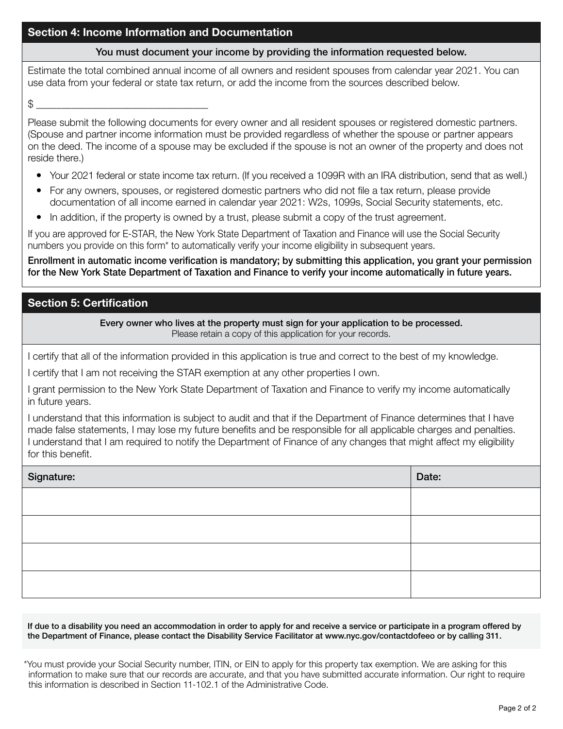## Section 4: Income Information and Documentation

**You must document your income by providing the information requested below.**

Estimate the total combined annual income of all owners and resident spouses from calendar year 2021. You can use data from your federal or state tax return, or add the income from the sources described below.

$ ________________________________

Please submit the following documents for every owner and all resident spouses or registered domestic partners. (Spouse and partner income information must be provided regardless of whether the spouse or partner appears on the deed. The income of a spouse may be excluded if the spouse is not an owner of the property and does not reside there.)

- Your 2021 federal or state income tax return. (If you received a 1099R with an IRA distribution, send that as well.)
- For any owners, spouses, or registered domestic partners who did not file a tax return, please provide documentation of all income earned in calendar year 2021: W2s, 1099s, Social Security statements, etc.
- In addition, if the property is owned by a trust, please submit a copy of the trust agreement.

If you are approved for E-STAR, the New York State Department of Taxation and Finance will use the Social Security numbers you provide on this form* to automatically verify your income eligibility in subsequent years.

**Enrollment in automatic income verification is mandatory; by submitting this application, you grant your permission for the New York State Department of Taxation and Finance to verify your income automatically in future years.**

## Section 5: Certification

**Every owner who lives at the property must sign for your application to be processed.**
Please retain a copy of this application for your records.

I certify that all of the information provided in this application is true and correct to the best of my knowledge.

I certify that I am not receiving the STAR exemption at any other properties I own.

I grant permission to the New York State Department of Taxation and Finance to verify my income automatically in future years.

I understand that this information is subject to audit and that if the Department of Finance determines that I have made false statements, I may lose my future benefits and be responsible for all applicable charges and penalties. I understand that I am required to notify the Department of Finance of any changes that might affect my eligibility for this benefit.

| Signature: | Date: |
|---|---|
| | |
| | |
| | |
| | |

**If due to a disability you need an accommodation in order to apply for and receive a service or participate in a program offered by the Department of Finance, please contact the Disability Service Facilitator at www.nyc.gov/contactdofeeo or by calling 311.**

*You must provide your Social Security number, ITIN, or EIN to apply for this property tax exemption. We are asking for this information to make sure that our records are accurate, and that you have submitted accurate information. Our right to require this information is described in Section 11-102.1 of the Administrative Code.